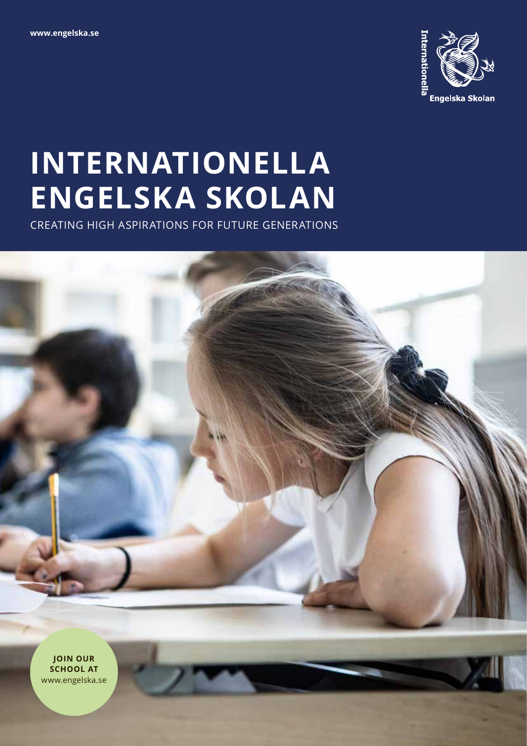www.engelska.se

Internationella Engelska Skolan

# INTERNATIONELLA ENGELSKA SKOLAN

CREATING HIGH ASPIRATIONS FOR FUTURE GENERATIONS

**JOIN OUR SCHOOL AT**
www.engelska.se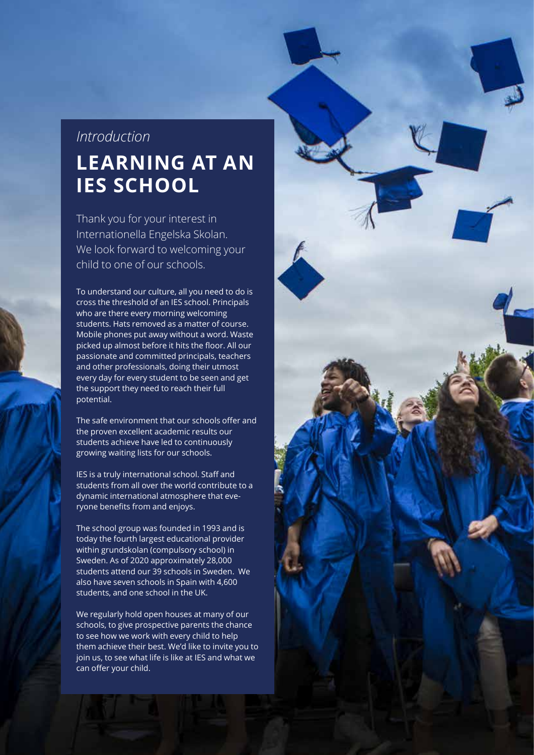*Introduction*

# LEARNING AT AN IES SCHOOL

Thank you for your interest in Internationella Engelska Skolan. We look forward to welcoming your child to one of our schools.

To understand our culture, all you need to do is cross the threshold of an IES school. Principals who are there every morning welcoming students. Hats removed as a matter of course. Mobile phones put away without a word. Waste picked up almost before it hits the floor. All our passionate and committed principals, teachers and other professionals, doing their utmost every day for every student to be seen and get the support they need to reach their full potential.

The safe environment that our schools offer and the proven excellent academic results our students achieve have led to continuously growing waiting lists for our schools.

IES is a truly international school. Staff and students from all over the world contribute to a dynamic international atmosphere that everyone benefits from and enjoys.

The school group was founded in 1993 and is today the fourth largest educational provider within grundskolan (compulsory school) in Sweden. As of 2020 approximately 28,000 students attend our 39 schools in Sweden. We also have seven schools in Spain with 4,600 students, and one school in the UK.

We regularly hold open houses at many of our schools, to give prospective parents the chance to see how we work with every child to help them achieve their best. We'd like to invite you to join us, to see what life is like at IES and what we can offer your child.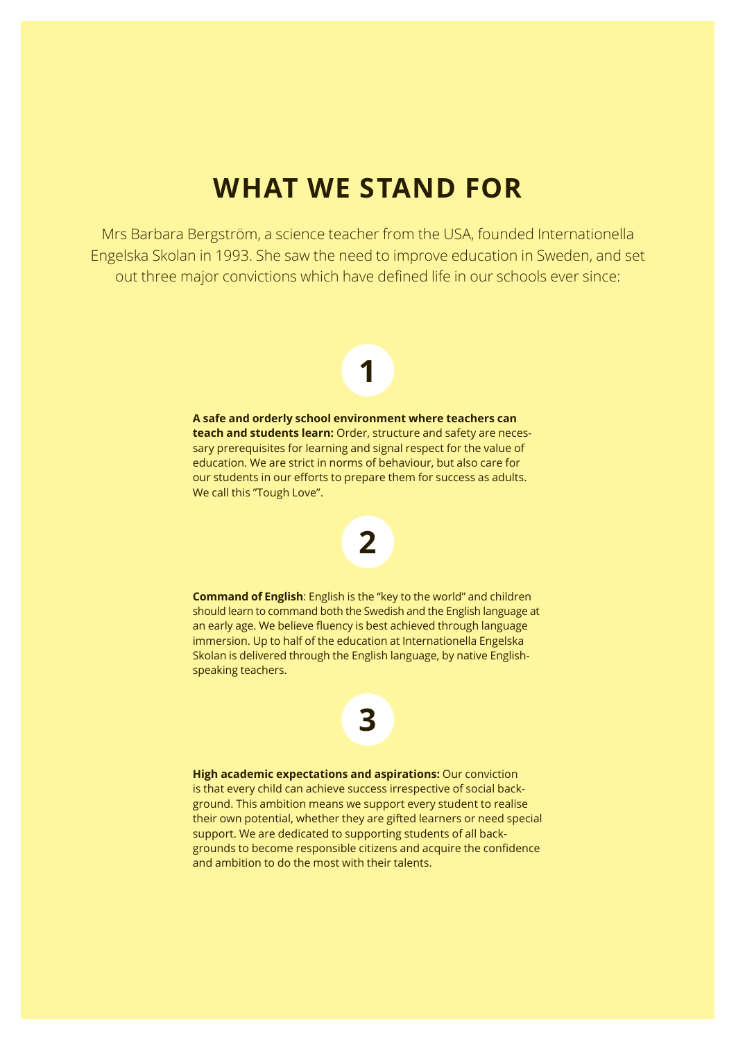# WHAT WE STAND FOR

Mrs Barbara Bergström, a science teacher from the USA, founded Internationella Engelska Skolan in 1993. She saw the need to improve education in Sweden, and set out three major convictions which have defined life in our schools ever since:

## 1

**A safe and orderly school environment where teachers can teach and students learn:** Order, structure and safety are necessary prerequisites for learning and signal respect for the value of education. We are strict in norms of behaviour, but also care for our students in our efforts to prepare them for success as adults. We call this "Tough Love".

## 2

**Command of English**: English is the "key to the world" and children should learn to command both the Swedish and the English language at an early age. We believe fluency is best achieved through language immersion. Up to half of the education at Internationella Engelska Skolan is delivered through the English language, by native English-speaking teachers.

## 3

**High academic expectations and aspirations:** Our conviction is that every child can achieve success irrespective of social background. This ambition means we support every student to realise their own potential, whether they are gifted learners or need special support. We are dedicated to supporting students of all backgrounds to become responsible citizens and acquire the confidence and ambition to do the most with their talents.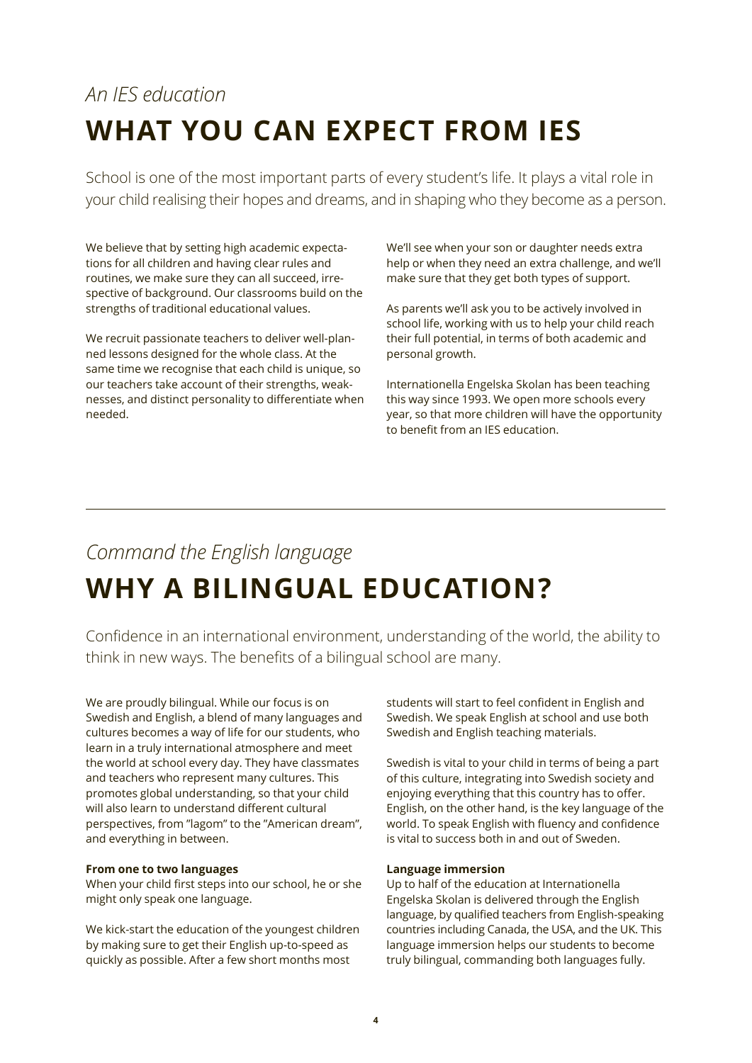*An IES education*

# WHAT YOU CAN EXPECT FROM IES

School is one of the most important parts of every student's life. It plays a vital role in your child realising their hopes and dreams, and in shaping who they become as a person.

We believe that by setting high academic expectations for all children and having clear rules and routines, we make sure they can all succeed, irrespective of background. Our classrooms build on the strengths of traditional educational values.

We recruit passionate teachers to deliver well-planned lessons designed for the whole class. At the same time we recognise that each child is unique, so our teachers take account of their strengths, weaknesses, and distinct personality to differentiate when needed.

We'll see when your son or daughter needs extra help or when they need an extra challenge, and we'll make sure that they get both types of support.

As parents we'll ask you to be actively involved in school life, working with us to help your child reach their full potential, in terms of both academic and personal growth.

Internationella Engelska Skolan has been teaching this way since 1993. We open more schools every year, so that more children will have the opportunity to benefit from an IES education.

---

*Command the English language*

# WHY A BILINGUAL EDUCATION?

Confidence in an international environment, understanding of the world, the ability to think in new ways. The benefits of a bilingual school are many.

We are proudly bilingual. While our focus is on Swedish and English, a blend of many languages and cultures becomes a way of life for our students, who learn in a truly international atmosphere and meet the world at school every day. They have classmates and teachers who represent many cultures. This promotes global understanding, so that your child will also learn to understand different cultural perspectives, from "lagom" to the "American dream", and everything in between.

**From one to two languages**
When your child first steps into our school, he or she might only speak one language.

We kick-start the education of the youngest children by making sure to get their English up-to-speed as quickly as possible. After a few short months most students will start to feel confident in English and Swedish. We speak English at school and use both Swedish and English teaching materials.

Swedish is vital to your child in terms of being a part of this culture, integrating into Swedish society and enjoying everything that this country has to offer. English, on the other hand, is the key language of the world. To speak English with fluency and confidence is vital to success both in and out of Sweden.

**Language immersion**
Up to half of the education at Internationella Engelska Skolan is delivered through the English language, by qualified teachers from English-speaking countries including Canada, the USA, and the UK. This language immersion helps our students to become truly bilingual, commanding both languages fully.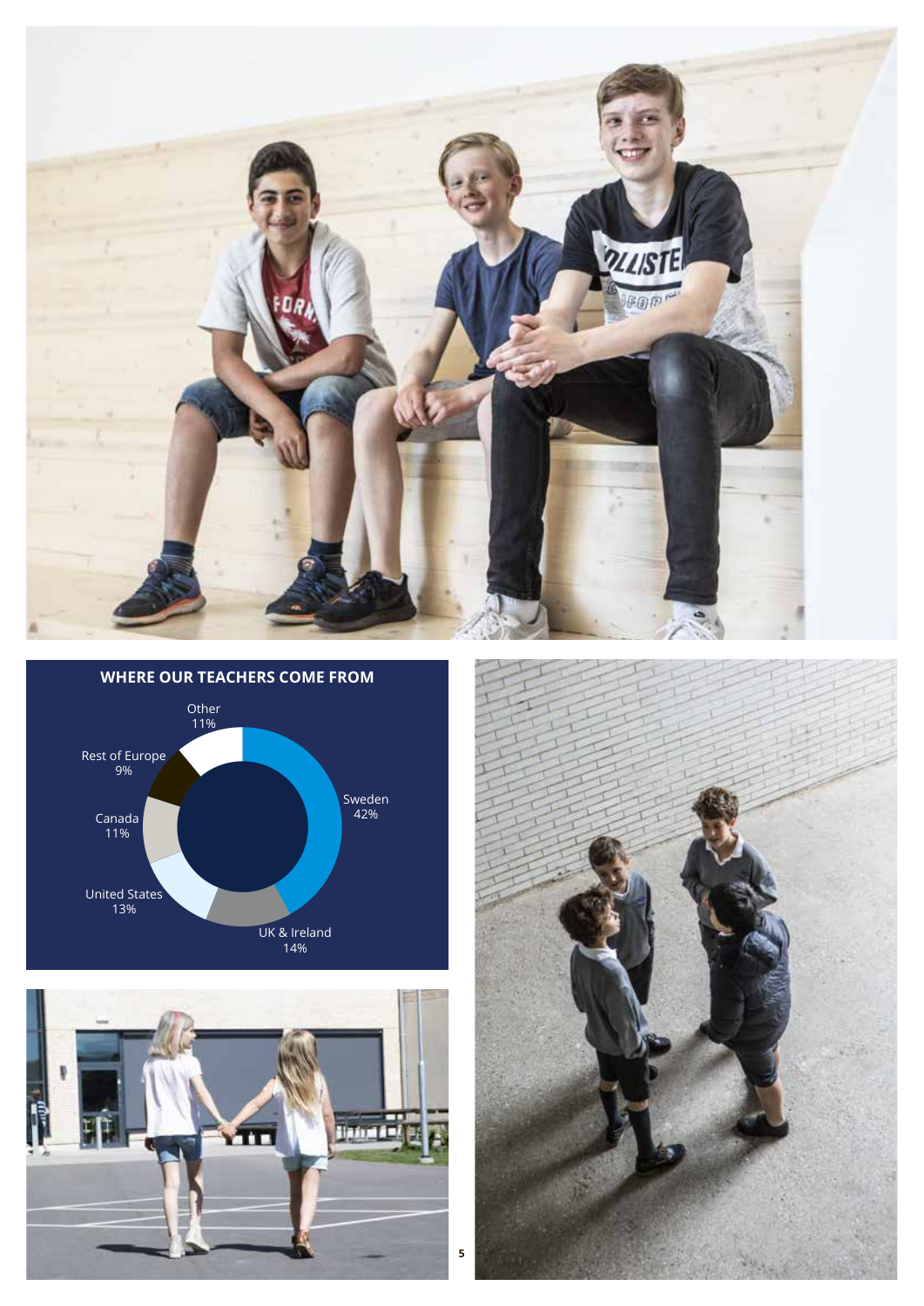## WHERE OUR TEACHERS COME FROM

| Origin | Share |
|---|---|
| Sweden | 42% |
| UK & Ireland | 14% |
| United States | 13% |
| Canada | 11% |
| Rest of Europe | 9% |
| Other | 11% |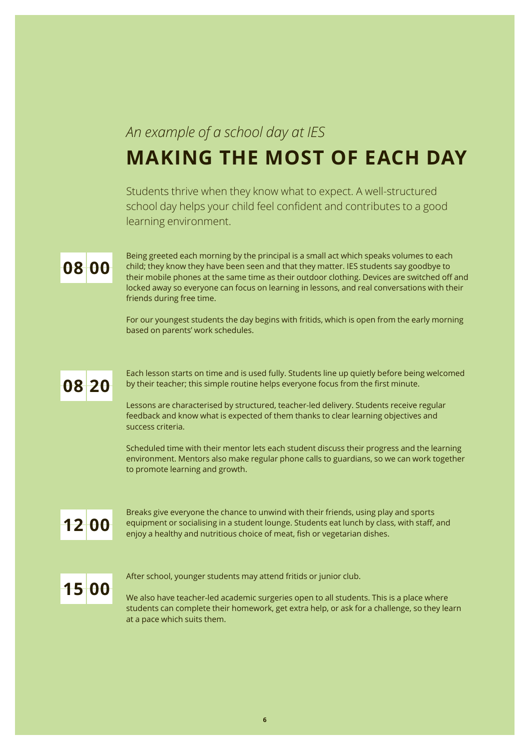*An example of a school day at IES*

# MAKING THE MOST OF EACH DAY

Students thrive when they know what to expect. A well-structured school day helps your child feel confident and contributes to a good learning environment.

**08 00**

Being greeted each morning by the principal is a small act which speaks volumes to each child; they know they have been seen and that they matter. IES students say goodbye to their mobile phones at the same time as their outdoor clothing. Devices are switched off and locked away so everyone can focus on learning in lessons, and real conversations with their friends during free time.

For our youngest students the day begins with fritids, which is open from the early morning based on parents' work schedules.

**08 20**

Each lesson starts on time and is used fully. Students line up quietly before being welcomed by their teacher; this simple routine helps everyone focus from the first minute.

Lessons are characterised by structured, teacher-led delivery. Students receive regular feedback and know what is expected of them thanks to clear learning objectives and success criteria.

Scheduled time with their mentor lets each student discuss their progress and the learning environment. Mentors also make regular phone calls to guardians, so we can work together to promote learning and growth.

**12 00**

Breaks give everyone the chance to unwind with their friends, using play and sports equipment or socialising in a student lounge. Students eat lunch by class, with staff, and enjoy a healthy and nutritious choice of meat, fish or vegetarian dishes.

**15 00**

After school, younger students may attend fritids or junior club.

We also have teacher-led academic surgeries open to all students. This is a place where students can complete their homework, get extra help, or ask for a challenge, so they learn at a pace which suits them.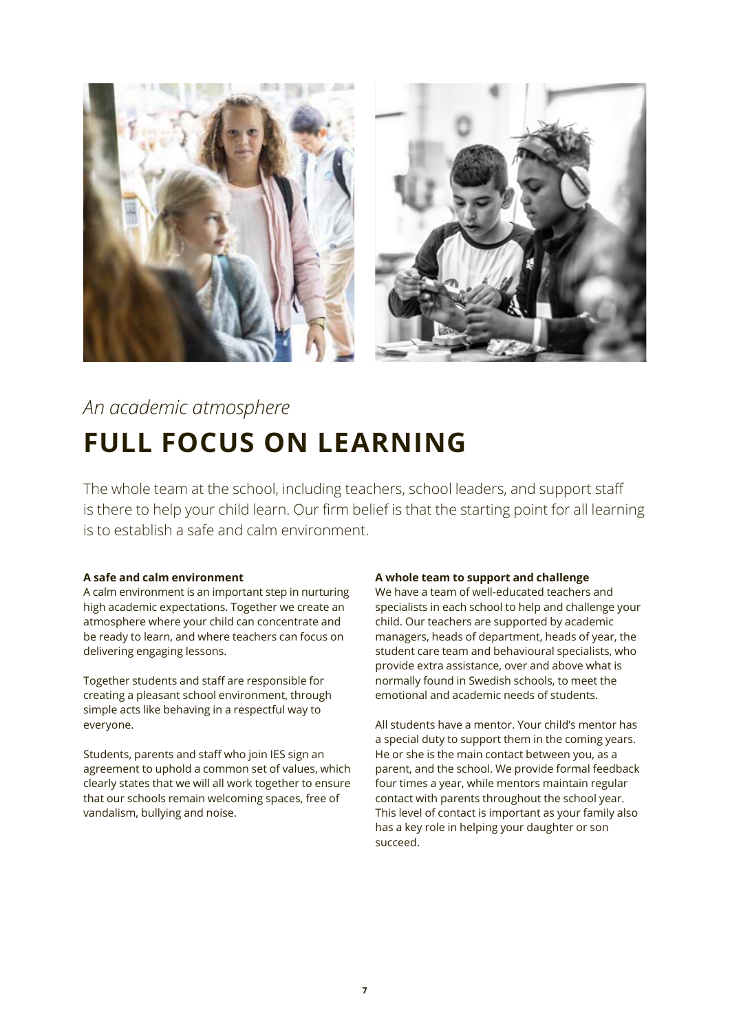*An academic atmosphere*

# FULL FOCUS ON LEARNING

The whole team at the school, including teachers, school leaders, and support staff is there to help your child learn. Our firm belief is that the starting point for all learning is to establish a safe and calm environment.

**A safe and calm environment**

A calm environment is an important step in nurturing high academic expectations. Together we create an atmosphere where your child can concentrate and be ready to learn, and where teachers can focus on delivering engaging lessons.

Together students and staff are responsible for creating a pleasant school environment, through simple acts like behaving in a respectful way to everyone.

Students, parents and staff who join IES sign an agreement to uphold a common set of values, which clearly states that we will all work together to ensure that our schools remain welcoming spaces, free of vandalism, bullying and noise.

**A whole team to support and challenge**

We have a team of well-educated teachers and specialists in each school to help and challenge your child. Our teachers are supported by academic managers, heads of department, heads of year, the student care team and behavioural specialists, who provide extra assistance, over and above what is normally found in Swedish schools, to meet the emotional and academic needs of students.

All students have a mentor. Your child's mentor has a special duty to support them in the coming years. He or she is the main contact between you, as a parent, and the school. We provide formal feedback four times a year, while mentors maintain regular contact with parents throughout the school year. This level of contact is important as your family also has a key role in helping your daughter or son succeed.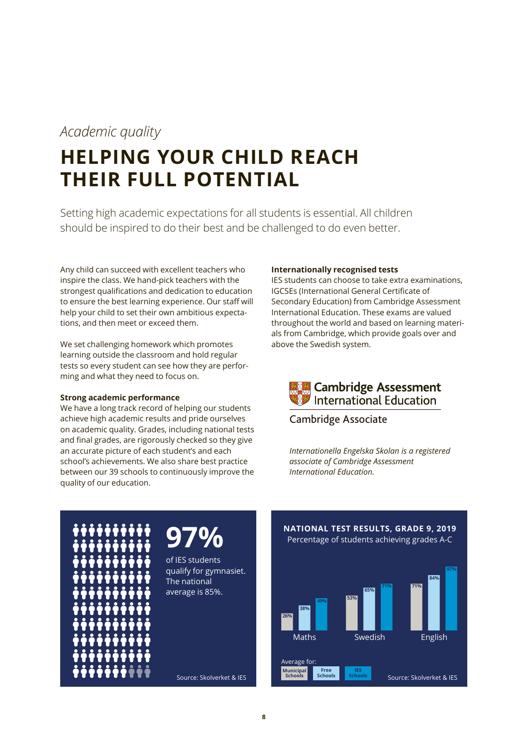*Academic quality*

# HELPING YOUR CHILD REACH THEIR FULL POTENTIAL

Setting high academic expectations for all students is essential. All children should be inspired to do their best and be challenged to do even better.

Any child can succeed with excellent teachers who inspire the class. We hand-pick teachers with the strongest qualifications and dedication to education to ensure the best learning experience. Our staff will help your child to set their own ambitious expectations, and then meet or exceed them.

We set challenging homework which promotes learning outside the classroom and hold regular tests so every student can see how they are performing and what they need to focus on.

**Strong academic performance**

We have a long track record of helping our students achieve high academic results and pride ourselves on academic quality. Grades, including national tests and final grades, are rigorously checked so they give an accurate picture of each student's and each school's achievements. We also share best practice between our 39 schools to continuously improve the quality of our education.

**Internationally recognised tests**

IES students can choose to take extra examinations, IGCSEs (International General Certificate of Secondary Education) from Cambridge Assessment International Education. These exams are valued throughout the world and based on learning materials from Cambridge, which provide goals over and above the Swedish system.

Cambridge Assessment International Education

Cambridge Associate

*Internationella Engelska Skolan is a registered associate of Cambridge Assessment International Education.*

**97%**

of IES students qualify for gymnasiet. The national average is 85%.

Source: Skolverket & IES

**NATIONAL TEST RESULTS, GRADE 9, 2019**

Percentage of students achieving grades A-C

| | Municipal Schools | Free Schools | IES Schools |
|---|---|---|---|
| Maths | 26% | 38% | 49% |
| Swedish | 53% | 65% | 71% |
| English | 71% | 84% | 97% |

Source: Skolverket & IES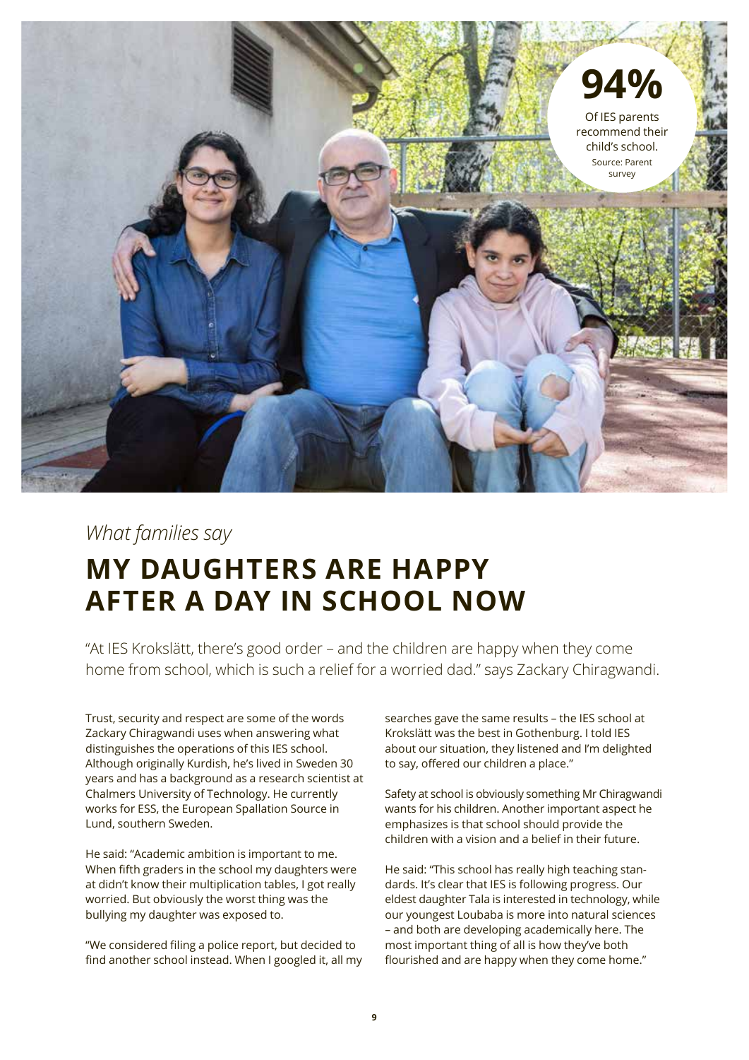**94%**

Of IES parents recommend their child's school.

Source: Parent survey

*What families say*

# MY DAUGHTERS ARE HAPPY AFTER A DAY IN SCHOOL NOW

"At IES Krokslätt, there's good order – and the children are happy when they come home from school, which is such a relief for a worried dad." says Zackary Chiragwandi.

Trust, security and respect are some of the words Zackary Chiragwandi uses when answering what distinguishes the operations of this IES school. Although originally Kurdish, he's lived in Sweden 30 years and has a background as a research scientist at Chalmers University of Technology. He currently works for ESS, the European Spallation Source in Lund, southern Sweden.

He said: "Academic ambition is important to me. When fifth graders in the school my daughters were at didn't know their multiplication tables, I got really worried. But obviously the worst thing was the bullying my daughter was exposed to.

"We considered filing a police report, but decided to find another school instead. When I googled it, all my searches gave the same results – the IES school at Krokslätt was the best in Gothenburg. I told IES about our situation, they listened and I'm delighted to say, offered our children a place."

Safety at school is obviously something Mr Chiragwandi wants for his children. Another important aspect he emphasizes is that school should provide the children with a vision and a belief in their future.

He said: "This school has really high teaching standards. It's clear that IES is following progress. Our eldest daughter Tala is interested in technology, while our youngest Loubaba is more into natural sciences – and both are developing academically here. The most important thing of all is how they've both flourished and are happy when they come home."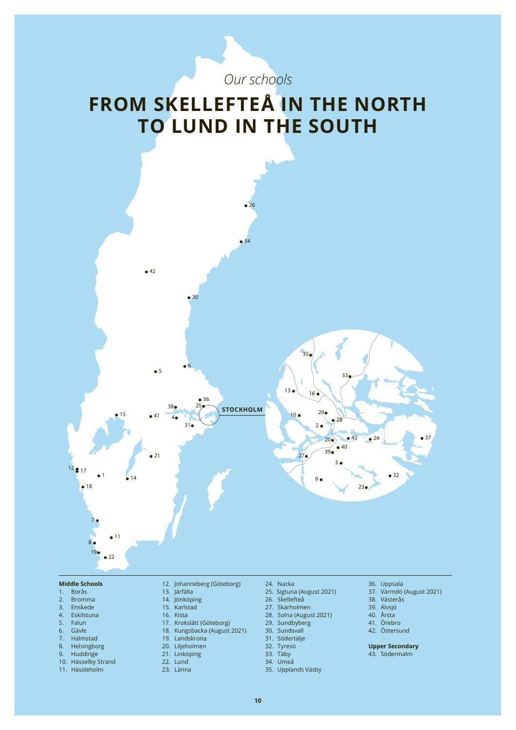*Our schools*

# FROM SKELLEFTEÅ IN THE NORTH TO LUND IN THE SOUTH

**Middle Schools**

1. Borås
2. Bromma
3. Enskede
4. Eskilstuna
5. Falun
6. Gävle
7. Halmstad
8. Helsingborg
9. Huddinge
10. Hässelby Strand
11. Hässleholm
12. Johanneberg (Göteborg)
13. Järfälla
14. Jönköping
15. Karlstad
16. Kista
17. Krokslätt (Göteborg)
18. Kungsbacka (August 2021)
19. Landskrona
20. Liljeholmen
21. Linköping
22. Lund
23. Länna
24. Nacka
25. Sigtuna (August 2021)
26. Skellefteå
27. Skärholmen
28. Solna (August 2021)
29. Sundbyberg
30. Sundsvall
31. Södertälje
32. Tyresö
33. Täby
34. Umeå
35. Upplands Väsby
36. Uppsala
37. Värmdö (August 2021)
38. Västerås
39. Älvsjö
40. Årsta
41. Örebro
42. Östersund

**Upper Secondary**

43. Södermalm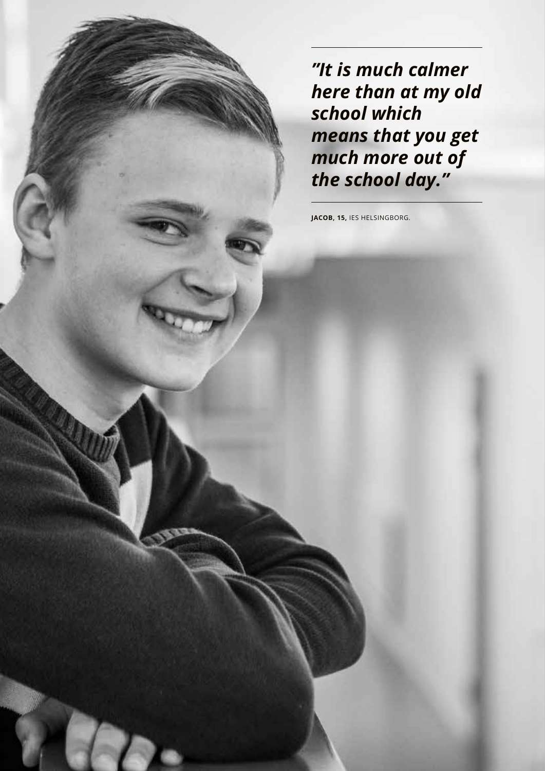***"It is much calmer here than at my old school which means that you get much more out of the school day."***

**JACOB, 15,** IES HELSINGBORG.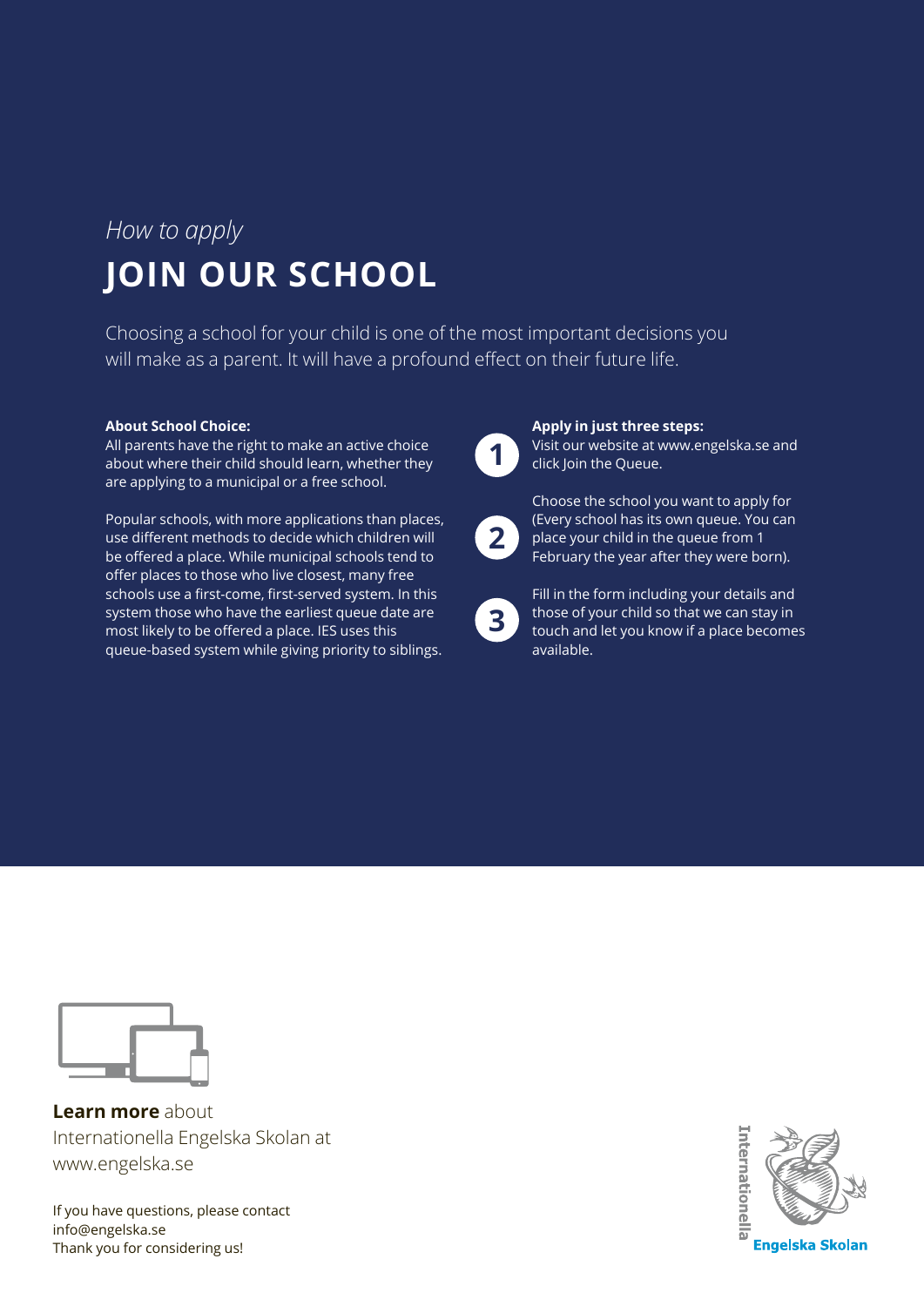*How to apply*

# JOIN OUR SCHOOL

Choosing a school for your child is one of the most important decisions you will make as a parent. It will have a profound effect on their future life.

**About School Choice:**
All parents have the right to make an active choice about where their child should learn, whether they are applying to a municipal or a free school.

Popular schools, with more applications than places, use different methods to decide which children will be offered a place. While municipal schools tend to offer places to those who live closest, many free schools use a first-come, first-served system. In this system those who have the earliest queue date are most likely to be offered a place. IES uses this queue-based system while giving priority to siblings.

**Apply in just three steps:**

1. Visit our website at www.engelska.se and click Join the Queue.
2. Choose the school you want to apply for (Every school has its own queue. You can place your child in the queue from 1 February the year after they were born).
3. Fill in the form including your details and those of your child so that we can stay in touch and let you know if a place becomes available.

**Learn more** about Internationella Engelska Skolan at www.engelska.se

If you have questions, please contact info@engelska.se
Thank you for considering us!

Internationella Engelska Skolan